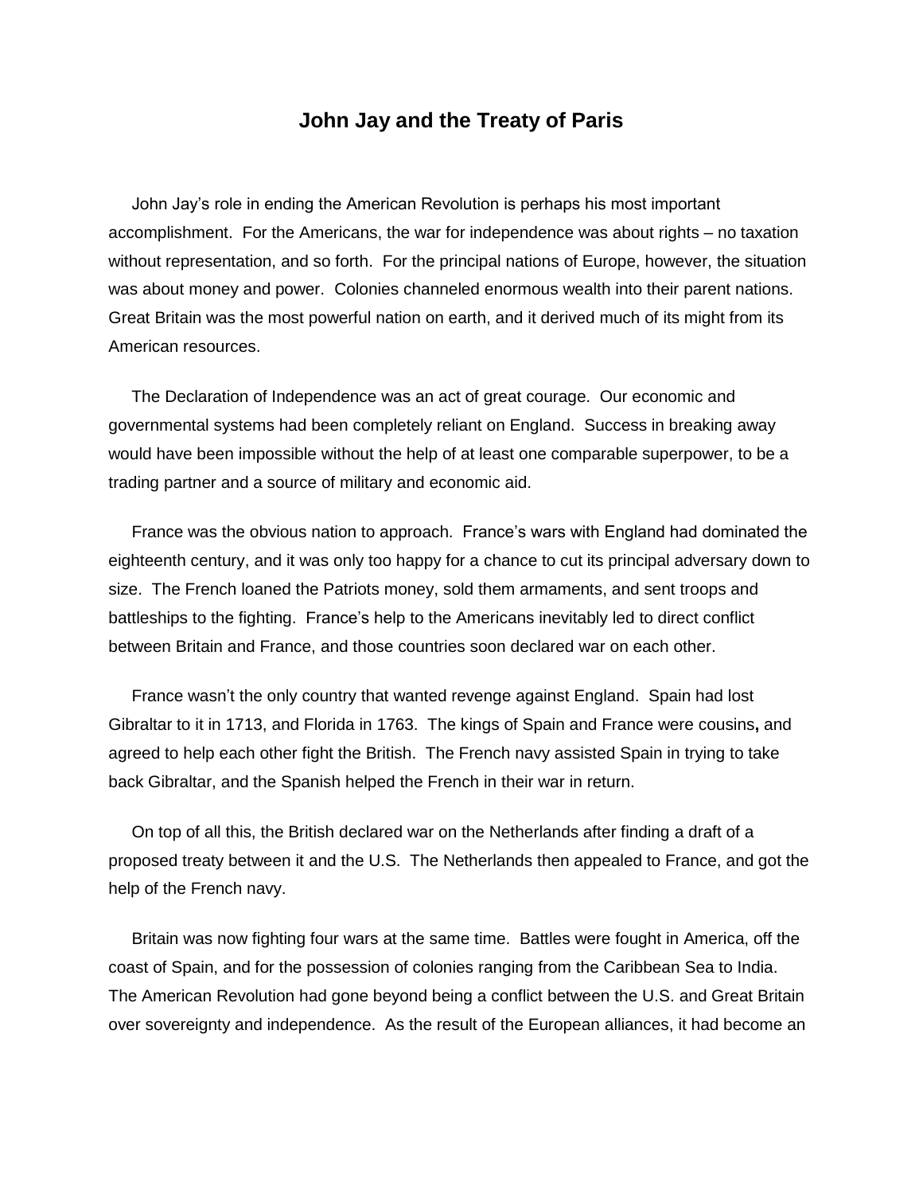# John Jay and the Treaty of Paris

John Jay's role in ending the American Revolution is perhaps his most important accomplishment. For the Americans, the war for independence was about rights – no taxation without representation, and so forth. For the principal nations of Europe, however, the situation was about money and power. Colonies channeled enormous wealth into their parent nations. Great Britain was the most powerful nation on earth, and it derived much of its might from its American resources.

The Declaration of Independence was an act of great courage. Our economic and governmental systems had been completely reliant on England. Success in breaking away would have been impossible without the help of at least one comparable superpower, to be a trading partner and a source of military and economic aid.

France was the obvious nation to approach. France's wars with England had dominated the eighteenth century, and it was only too happy for a chance to cut its principal adversary down to size. The French loaned the Patriots money, sold them armaments, and sent troops and battleships to the fighting. France's help to the Americans inevitably led to direct conflict between Britain and France, and those countries soon declared war on each other.

France wasn't the only country that wanted revenge against England. Spain had lost Gibraltar to it in 1713, and Florida in 1763. The kings of Spain and France were cousins**,** and agreed to help each other fight the British. The French navy assisted Spain in trying to take back Gibraltar, and the Spanish helped the French in their war in return.

On top of all this, the British declared war on the Netherlands after finding a draft of a proposed treaty between it and the U.S. The Netherlands then appealed to France, and got the help of the French navy.

Britain was now fighting four wars at the same time. Battles were fought in America, off the coast of Spain, and for the possession of colonies ranging from the Caribbean Sea to India. The American Revolution had gone beyond being a conflict between the U.S. and Great Britain over sovereignty and independence. As the result of the European alliances, it had become an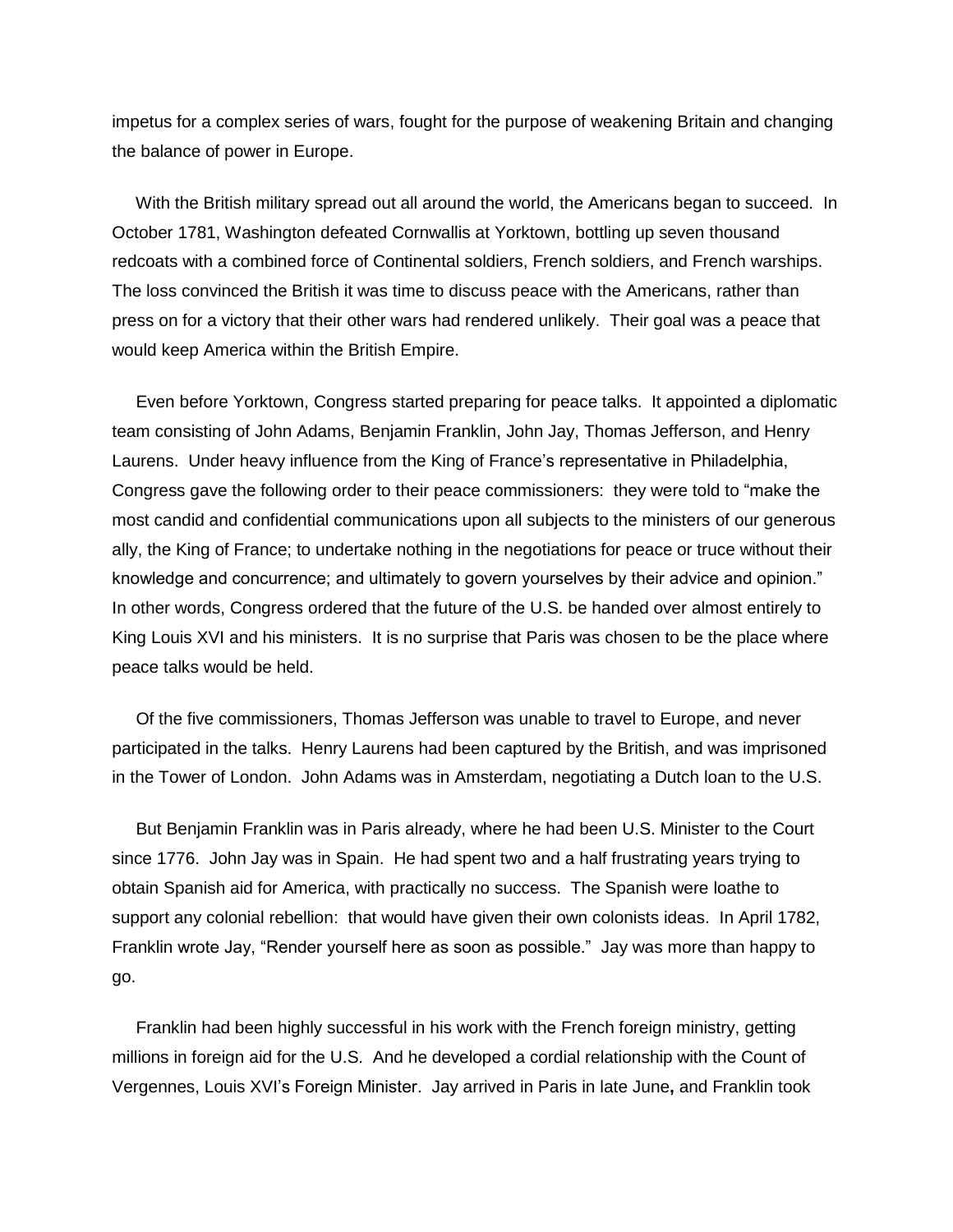impetus for a complex series of wars, fought for the purpose of weakening Britain and changing the balance of power in Europe.

With the British military spread out all around the world, the Americans began to succeed. In October 1781, Washington defeated Cornwallis at Yorktown, bottling up seven thousand redcoats with a combined force of Continental soldiers, French soldiers, and French warships. The loss convinced the British it was time to discuss peace with the Americans, rather than press on for a victory that their other wars had rendered unlikely. Their goal was a peace that would keep America within the British Empire.

Even before Yorktown, Congress started preparing for peace talks. It appointed a diplomatic team consisting of John Adams, Benjamin Franklin, John Jay, Thomas Jefferson, and Henry Laurens. Under heavy influence from the King of France's representative in Philadelphia, Congress gave the following order to their peace commissioners: they were told to "make the most candid and confidential communications upon all subjects to the ministers of our generous ally, the King of France; to undertake nothing in the negotiations for peace or truce without their knowledge and concurrence; and ultimately to govern yourselves by their advice and opinion." In other words, Congress ordered that the future of the U.S. be handed over almost entirely to King Louis XVI and his ministers. It is no surprise that Paris was chosen to be the place where peace talks would be held.

Of the five commissioners, Thomas Jefferson was unable to travel to Europe, and never participated in the talks. Henry Laurens had been captured by the British, and was imprisoned in the Tower of London. John Adams was in Amsterdam, negotiating a Dutch loan to the U.S.

But Benjamin Franklin was in Paris already, where he had been U.S. Minister to the Court since 1776. John Jay was in Spain. He had spent two and a half frustrating years trying to obtain Spanish aid for America, with practically no success. The Spanish were loathe to support any colonial rebellion: that would have given their own colonists ideas. In April 1782, Franklin wrote Jay, "Render yourself here as soon as possible." Jay was more than happy to go.

Franklin had been highly successful in his work with the French foreign ministry, getting millions in foreign aid for the U.S. And he developed a cordial relationship with the Count of Vergennes, Louis XVI's Foreign Minister. Jay arrived in Paris in late June, and Franklin took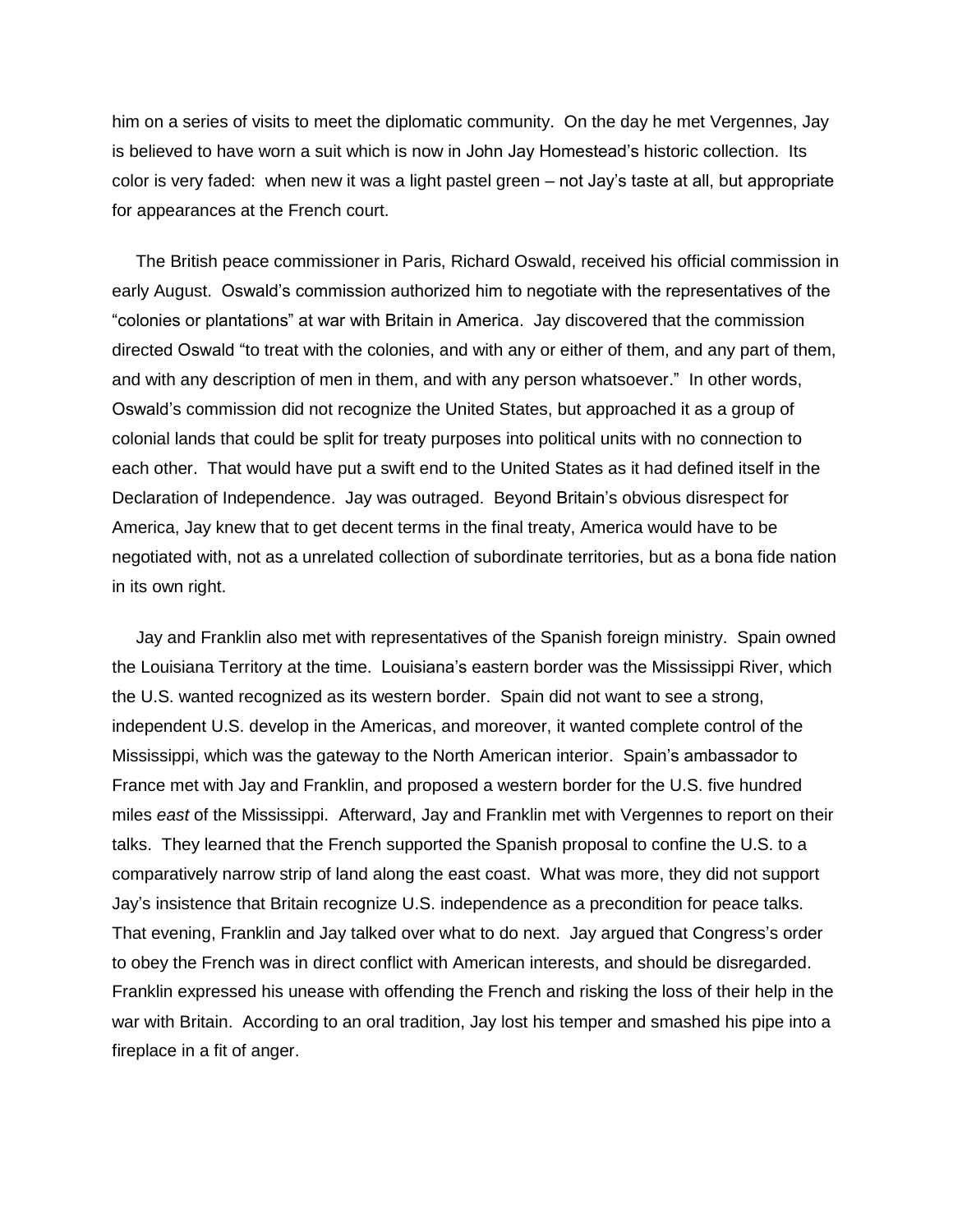him on a series of visits to meet the diplomatic community. On the day he met Vergennes, Jay is believed to have worn a suit which is now in John Jay Homestead's historic collection. Its color is very faded: when new it was a light pastel green – not Jay's taste at all, but appropriate for appearances at the French court.

The British peace commissioner in Paris, Richard Oswald, received his official commission in early August. Oswald's commission authorized him to negotiate with the representatives of the "colonies or plantations" at war with Britain in America. Jay discovered that the commission directed Oswald "to treat with the colonies, and with any or either of them, and any part of them, and with any description of men in them, and with any person whatsoever." In other words, Oswald's commission did not recognize the United States, but approached it as a group of colonial lands that could be split for treaty purposes into political units with no connection to each other. That would have put a swift end to the United States as it had defined itself in the Declaration of Independence. Jay was outraged. Beyond Britain's obvious disrespect for America, Jay knew that to get decent terms in the final treaty, America would have to be negotiated with, not as a unrelated collection of subordinate territories, but as a bona fide nation in its own right.

Jay and Franklin also met with representatives of the Spanish foreign ministry. Spain owned the Louisiana Territory at the time. Louisiana's eastern border was the Mississippi River, which the U.S. wanted recognized as its western border. Spain did not want to see a strong, independent U.S. develop in the Americas, and moreover, it wanted complete control of the Mississippi, which was the gateway to the North American interior. Spain's ambassador to France met with Jay and Franklin, and proposed a western border for the U.S. five hundred miles *east* of the Mississippi. Afterward, Jay and Franklin met with Vergennes to report on their talks. They learned that the French supported the Spanish proposal to confine the U.S. to a comparatively narrow strip of land along the east coast. What was more, they did not support Jay's insistence that Britain recognize U.S. independence as a precondition for peace talks. That evening, Franklin and Jay talked over what to do next. Jay argued that Congress's order to obey the French was in direct conflict with American interests, and should be disregarded. Franklin expressed his unease with offending the French and risking the loss of their help in the war with Britain. According to an oral tradition, Jay lost his temper and smashed his pipe into a fireplace in a fit of anger.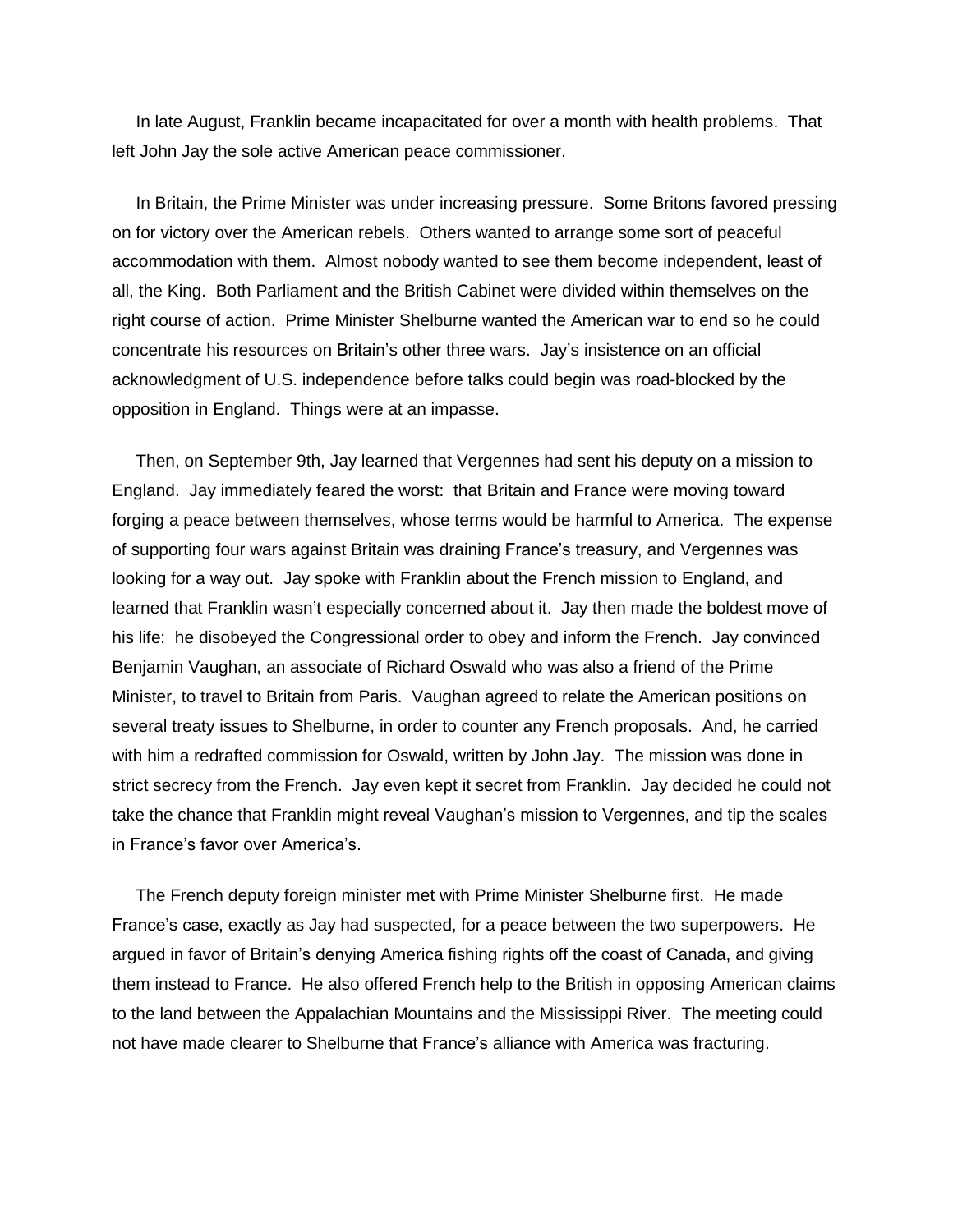In late August, Franklin became incapacitated for over a month with health problems. That left John Jay the sole active American peace commissioner.

In Britain, the Prime Minister was under increasing pressure. Some Britons favored pressing on for victory over the American rebels. Others wanted to arrange some sort of peaceful accommodation with them. Almost nobody wanted to see them become independent, least of all, the King. Both Parliament and the British Cabinet were divided within themselves on the right course of action. Prime Minister Shelburne wanted the American war to end so he could concentrate his resources on Britain's other three wars. Jay's insistence on an official acknowledgment of U.S. independence before talks could begin was road-blocked by the opposition in England. Things were at an impasse.

Then, on September 9th, Jay learned that Vergennes had sent his deputy on a mission to England. Jay immediately feared the worst: that Britain and France were moving toward forging a peace between themselves, whose terms would be harmful to America. The expense of supporting four wars against Britain was draining France's treasury, and Vergennes was looking for a way out. Jay spoke with Franklin about the French mission to England, and learned that Franklin wasn't especially concerned about it. Jay then made the boldest move of his life: he disobeyed the Congressional order to obey and inform the French. Jay convinced Benjamin Vaughan, an associate of Richard Oswald who was also a friend of the Prime Minister, to travel to Britain from Paris. Vaughan agreed to relate the American positions on several treaty issues to Shelburne, in order to counter any French proposals. And, he carried with him a redrafted commission for Oswald, written by John Jay. The mission was done in strict secrecy from the French. Jay even kept it secret from Franklin. Jay decided he could not take the chance that Franklin might reveal Vaughan's mission to Vergennes, and tip the scales in France's favor over America's.

The French deputy foreign minister met with Prime Minister Shelburne first. He made France's case, exactly as Jay had suspected, for a peace between the two superpowers. He argued in favor of Britain's denying America fishing rights off the coast of Canada, and giving them instead to France. He also offered French help to the British in opposing American claims to the land between the Appalachian Mountains and the Mississippi River. The meeting could not have made clearer to Shelburne that France's alliance with America was fracturing.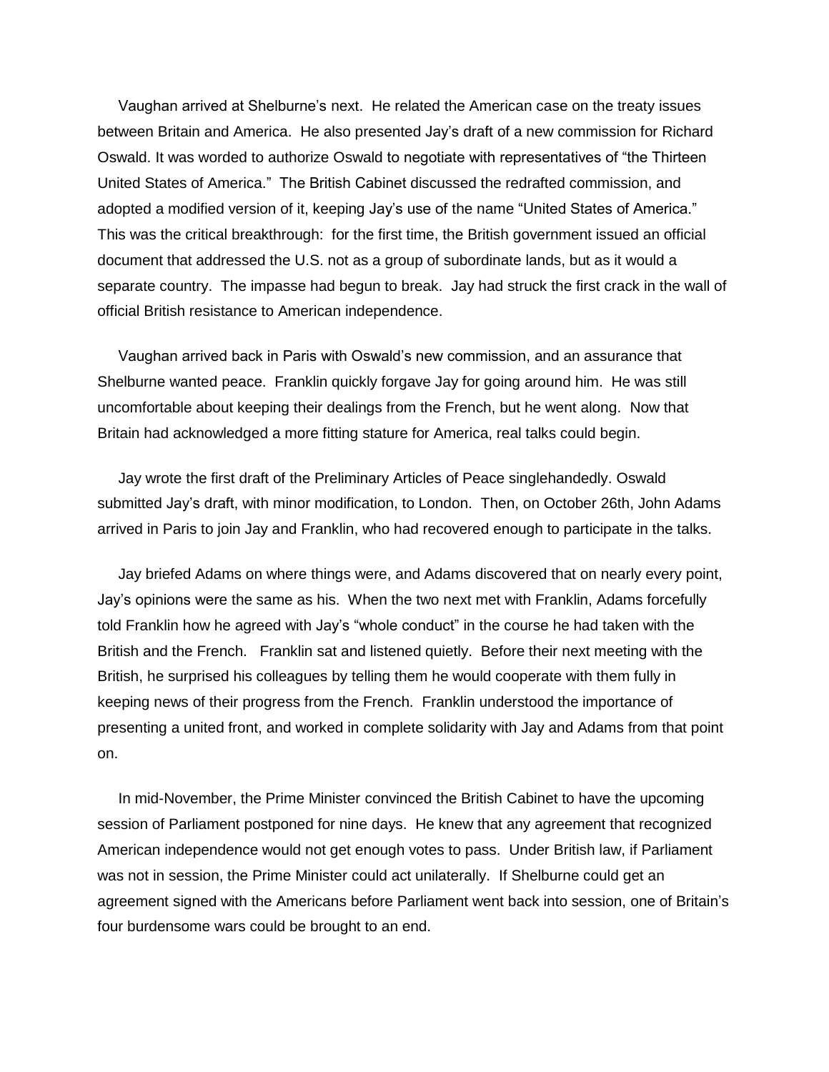Vaughan arrived at Shelburne's next. He related the American case on the treaty issues between Britain and America. He also presented Jay's draft of a new commission for Richard Oswald. It was worded to authorize Oswald to negotiate with representatives of "the Thirteen United States of America." The British Cabinet discussed the redrafted commission, and adopted a modified version of it, keeping Jay's use of the name "United States of America." This was the critical breakthrough: for the first time, the British government issued an official document that addressed the U.S. not as a group of subordinate lands, but as it would a separate country. The impasse had begun to break. Jay had struck the first crack in the wall of official British resistance to American independence.

Vaughan arrived back in Paris with Oswald's new commission, and an assurance that Shelburne wanted peace. Franklin quickly forgave Jay for going around him. He was still uncomfortable about keeping their dealings from the French, but he went along. Now that Britain had acknowledged a more fitting stature for America, real talks could begin.

Jay wrote the first draft of the Preliminary Articles of Peace singlehandedly. Oswald submitted Jay's draft, with minor modification, to London. Then, on October 26th, John Adams arrived in Paris to join Jay and Franklin, who had recovered enough to participate in the talks.

Jay briefed Adams on where things were, and Adams discovered that on nearly every point, Jay's opinions were the same as his. When the two next met with Franklin, Adams forcefully told Franklin how he agreed with Jay's "whole conduct" in the course he had taken with the British and the French. Franklin sat and listened quietly. Before their next meeting with the British, he surprised his colleagues by telling them he would cooperate with them fully in keeping news of their progress from the French. Franklin understood the importance of presenting a united front, and worked in complete solidarity with Jay and Adams from that point on.

In mid-November, the Prime Minister convinced the British Cabinet to have the upcoming session of Parliament postponed for nine days. He knew that any agreement that recognized American independence would not get enough votes to pass. Under British law, if Parliament was not in session, the Prime Minister could act unilaterally. If Shelburne could get an agreement signed with the Americans before Parliament went back into session, one of Britain's four burdensome wars could be brought to an end.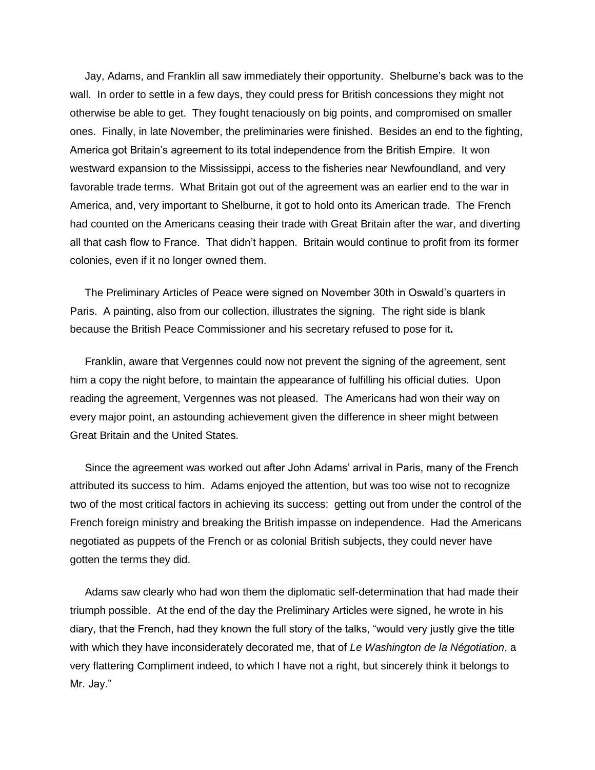Jay, Adams, and Franklin all saw immediately their opportunity. Shelburne's back was to the wall. In order to settle in a few days, they could press for British concessions they might not otherwise be able to get. They fought tenaciously on big points, and compromised on smaller ones. Finally, in late November, the preliminaries were finished. Besides an end to the fighting, America got Britain's agreement to its total independence from the British Empire. It won westward expansion to the Mississippi, access to the fisheries near Newfoundland, and very favorable trade terms. What Britain got out of the agreement was an earlier end to the war in America, and, very important to Shelburne, it got to hold onto its American trade. The French had counted on the Americans ceasing their trade with Great Britain after the war, and diverting all that cash flow to France. That didn't happen. Britain would continue to profit from its former colonies, even if it no longer owned them.

The Preliminary Articles of Peace were signed on November 30th in Oswald's quarters in Paris. A painting, also from our collection, illustrates the signing. The right side is blank because the British Peace Commissioner and his secretary refused to pose for it.

Franklin, aware that Vergennes could now not prevent the signing of the agreement, sent him a copy the night before, to maintain the appearance of fulfilling his official duties. Upon reading the agreement, Vergennes was not pleased. The Americans had won their way on every major point, an astounding achievement given the difference in sheer might between Great Britain and the United States.

Since the agreement was worked out after John Adams' arrival in Paris, many of the French attributed its success to him. Adams enjoyed the attention, but was too wise not to recognize two of the most critical factors in achieving its success: getting out from under the control of the French foreign ministry and breaking the British impasse on independence. Had the Americans negotiated as puppets of the French or as colonial British subjects, they could never have gotten the terms they did.

Adams saw clearly who had won them the diplomatic self-determination that had made their triumph possible. At the end of the day the Preliminary Articles were signed, he wrote in his diary, that the French, had they known the full story of the talks, "would very justly give the title with which they have inconsiderately decorated me, that of *Le Washington de la Négotiation*, a very flattering Compliment indeed, to which I have not a right, but sincerely think it belongs to Mr. Jay."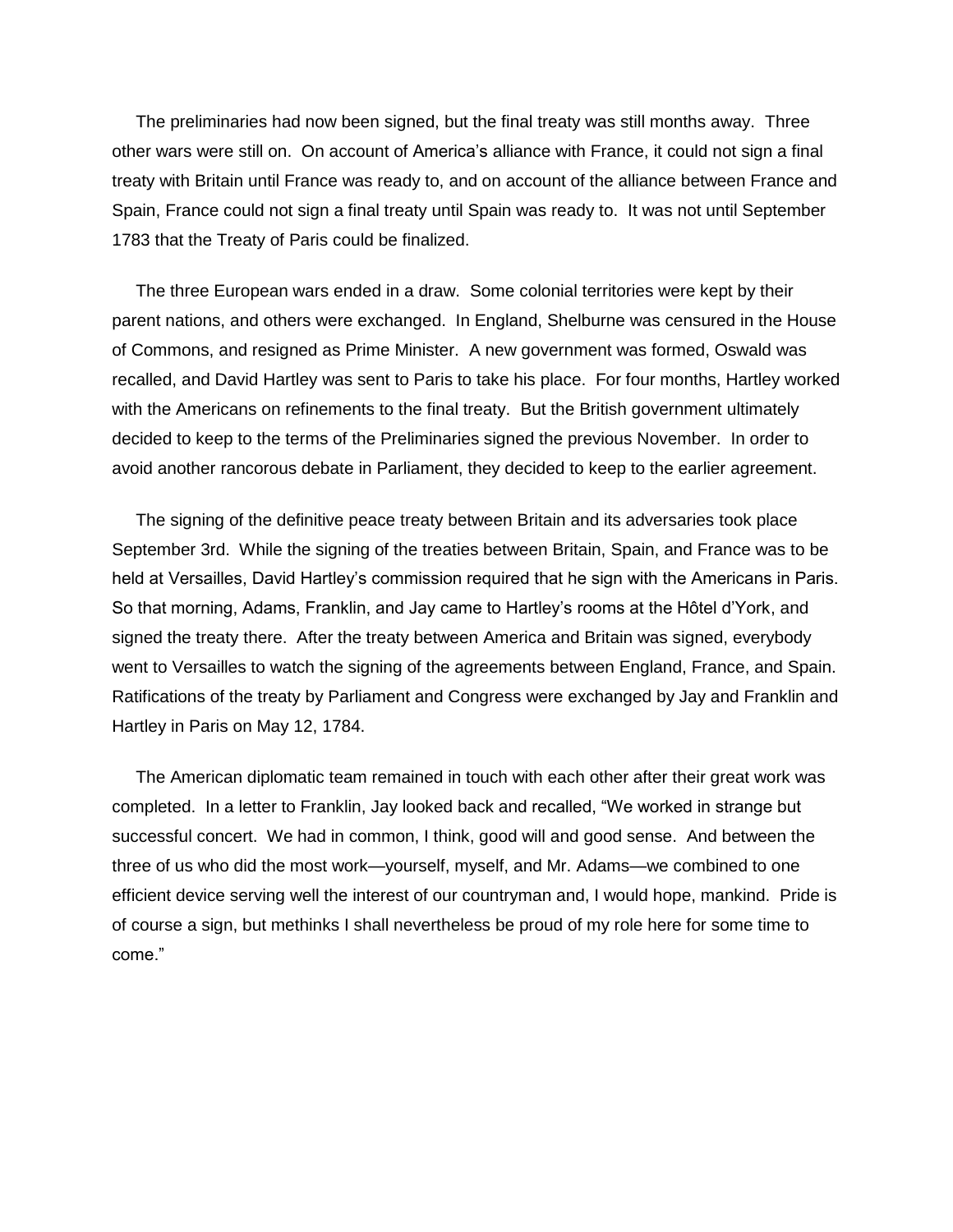The preliminaries had now been signed, but the final treaty was still months away. Three other wars were still on. On account of America's alliance with France, it could not sign a final treaty with Britain until France was ready to, and on account of the alliance between France and Spain, France could not sign a final treaty until Spain was ready to. It was not until September 1783 that the Treaty of Paris could be finalized.

The three European wars ended in a draw. Some colonial territories were kept by their parent nations, and others were exchanged. In England, Shelburne was censured in the House of Commons, and resigned as Prime Minister. A new government was formed, Oswald was recalled, and David Hartley was sent to Paris to take his place. For four months, Hartley worked with the Americans on refinements to the final treaty. But the British government ultimately decided to keep to the terms of the Preliminaries signed the previous November. In order to avoid another rancorous debate in Parliament, they decided to keep to the earlier agreement.

The signing of the definitive peace treaty between Britain and its adversaries took place September 3rd. While the signing of the treaties between Britain, Spain, and France was to be held at Versailles, David Hartley's commission required that he sign with the Americans in Paris. So that morning, Adams, Franklin, and Jay came to Hartley's rooms at the Hôtel d'York, and signed the treaty there. After the treaty between America and Britain was signed, everybody went to Versailles to watch the signing of the agreements between England, France, and Spain. Ratifications of the treaty by Parliament and Congress were exchanged by Jay and Franklin and Hartley in Paris on May 12, 1784.

The American diplomatic team remained in touch with each other after their great work was completed. In a letter to Franklin, Jay looked back and recalled, "We worked in strange but successful concert. We had in common, I think, good will and good sense. And between the three of us who did the most work—yourself, myself, and Mr. Adams—we combined to one efficient device serving well the interest of our countryman and, I would hope, mankind. Pride is of course a sign, but methinks I shall nevertheless be proud of my role here for some time to come."